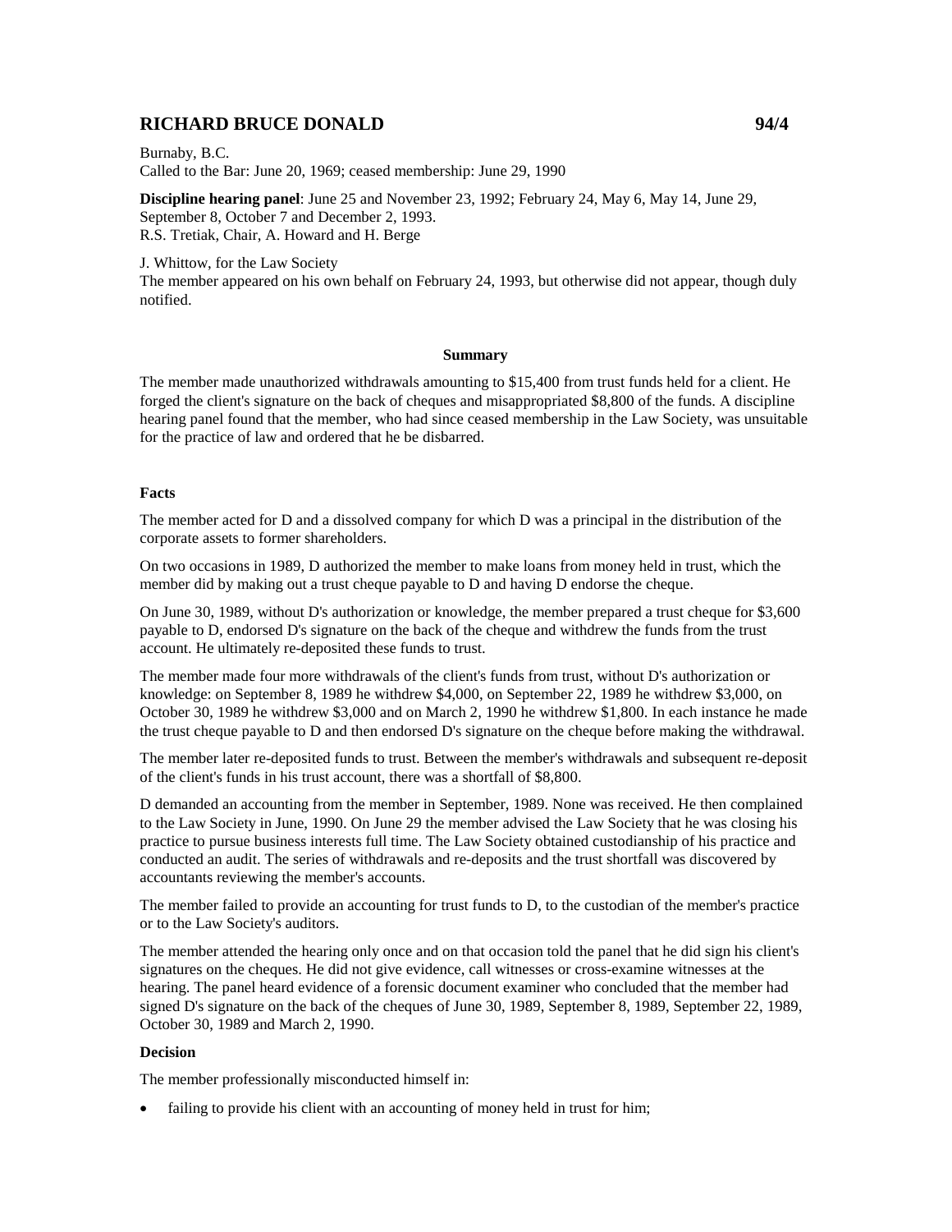# RICHARD BRUCE DONALD 94/4

Burnaby, B.C.
Called to the Bar: June 20, 1969; ceased membership: June 29, 1990

**Discipline hearing panel**: June 25 and November 23, 1992; February 24, May 6, May 14, June 29, September 8, October 7 and December 2, 1993.
R.S. Tretiak, Chair, A. Howard and H. Berge

J. Whittow, for the Law Society
The member appeared on his own behalf on February 24, 1993, but otherwise did not appear, though duly notified.

## Summary

The member made unauthorized withdrawals amounting to $15,400 from trust funds held for a client. He forged the client's signature on the back of cheques and misappropriated $8,800 of the funds. A discipline hearing panel found that the member, who had since ceased membership in the Law Society, was unsuitable for the practice of law and ordered that he be disbarred.

### Facts

The member acted for D and a dissolved company for which D was a principal in the distribution of the corporate assets to former shareholders.

On two occasions in 1989, D authorized the member to make loans from money held in trust, which the member did by making out a trust cheque payable to D and having D endorse the cheque.

On June 30, 1989, without D's authorization or knowledge, the member prepared a trust cheque for $3,600 payable to D, endorsed D's signature on the back of the cheque and withdrew the funds from the trust account. He ultimately re-deposited these funds to trust.

The member made four more withdrawals of the client's funds from trust, without D's authorization or knowledge: on September 8, 1989 he withdrew $4,000, on September 22, 1989 he withdrew $3,000, on October 30, 1989 he withdrew $3,000 and on March 2, 1990 he withdrew $1,800. In each instance he made the trust cheque payable to D and then endorsed D's signature on the cheque before making the withdrawal.

The member later re-deposited funds to trust. Between the member's withdrawals and subsequent re-deposit of the client's funds in his trust account, there was a shortfall of $8,800.

D demanded an accounting from the member in September, 1989. None was received. He then complained to the Law Society in June, 1990. On June 29 the member advised the Law Society that he was closing his practice to pursue business interests full time. The Law Society obtained custodianship of his practice and conducted an audit. The series of withdrawals and re-deposits and the trust shortfall was discovered by accountants reviewing the member's accounts.

The member failed to provide an accounting for trust funds to D, to the custodian of the member's practice or to the Law Society's auditors.

The member attended the hearing only once and on that occasion told the panel that he did sign his client's signatures on the cheques. He did not give evidence, call witnesses or cross-examine witnesses at the hearing. The panel heard evidence of a forensic document examiner who concluded that the member had signed D's signature on the back of the cheques of June 30, 1989, September 8, 1989, September 22, 1989, October 30, 1989 and March 2, 1990.

### Decision

The member professionally misconducted himself in:

- failing to provide his client with an accounting of money held in trust for him;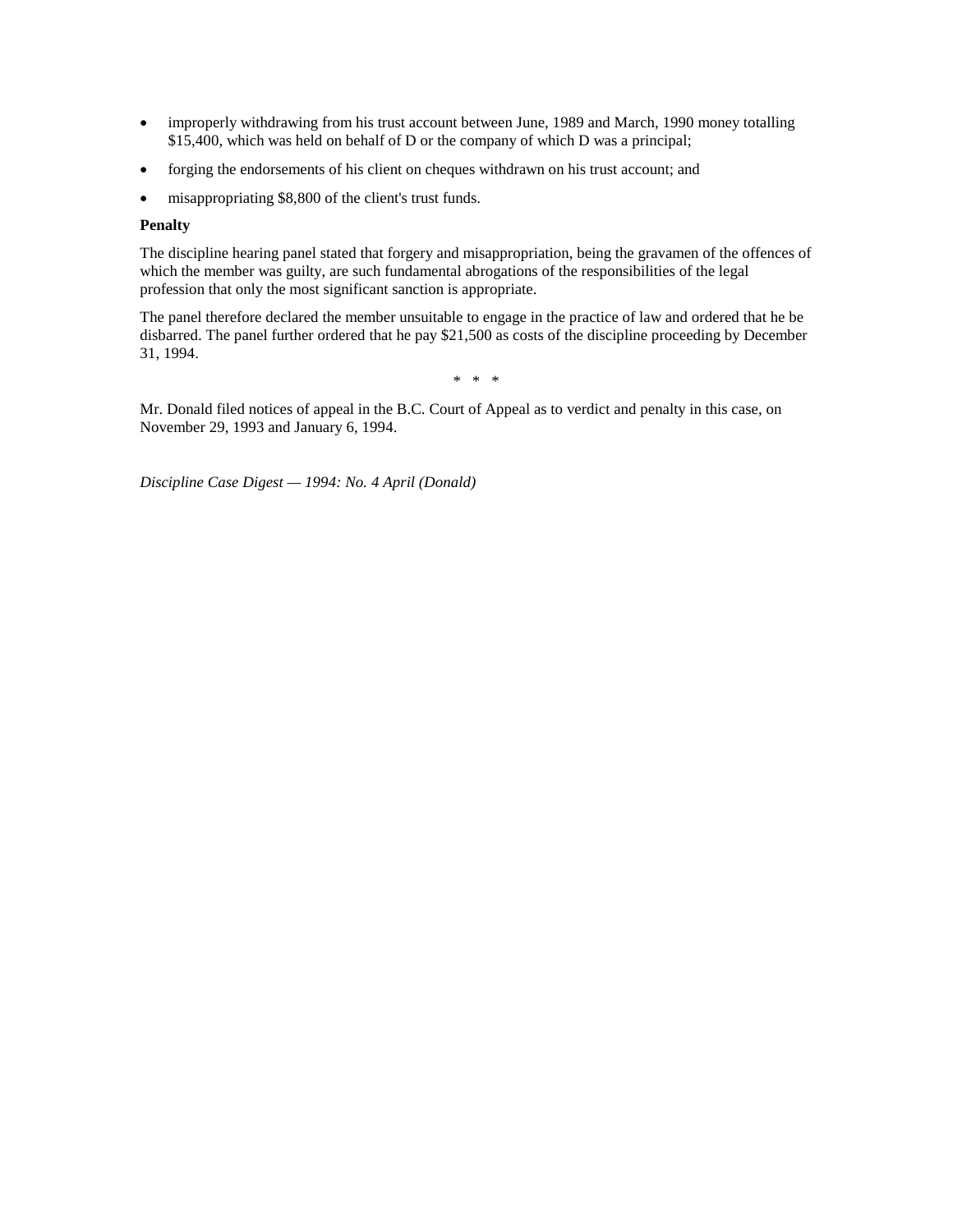- improperly withdrawing from his trust account between June, 1989 and March, 1990 money totalling $15,400, which was held on behalf of D or the company of which D was a principal;
- forging the endorsements of his client on cheques withdrawn on his trust account; and
- misappropriating $8,800 of the client's trust funds.

**Penalty**

The discipline hearing panel stated that forgery and misappropriation, being the gravamen of the offences of which the member was guilty, are such fundamental abrogations of the responsibilities of the legal profession that only the most significant sanction is appropriate.

The panel therefore declared the member unsuitable to engage in the practice of law and ordered that he be disbarred. The panel further ordered that he pay $21,500 as costs of the discipline proceeding by December 31, 1994.

\* \* \*

Mr. Donald filed notices of appeal in the B.C. Court of Appeal as to verdict and penalty in this case, on November 29, 1993 and January 6, 1994.

*Discipline Case Digest — 1994: No. 4 April (Donald)*